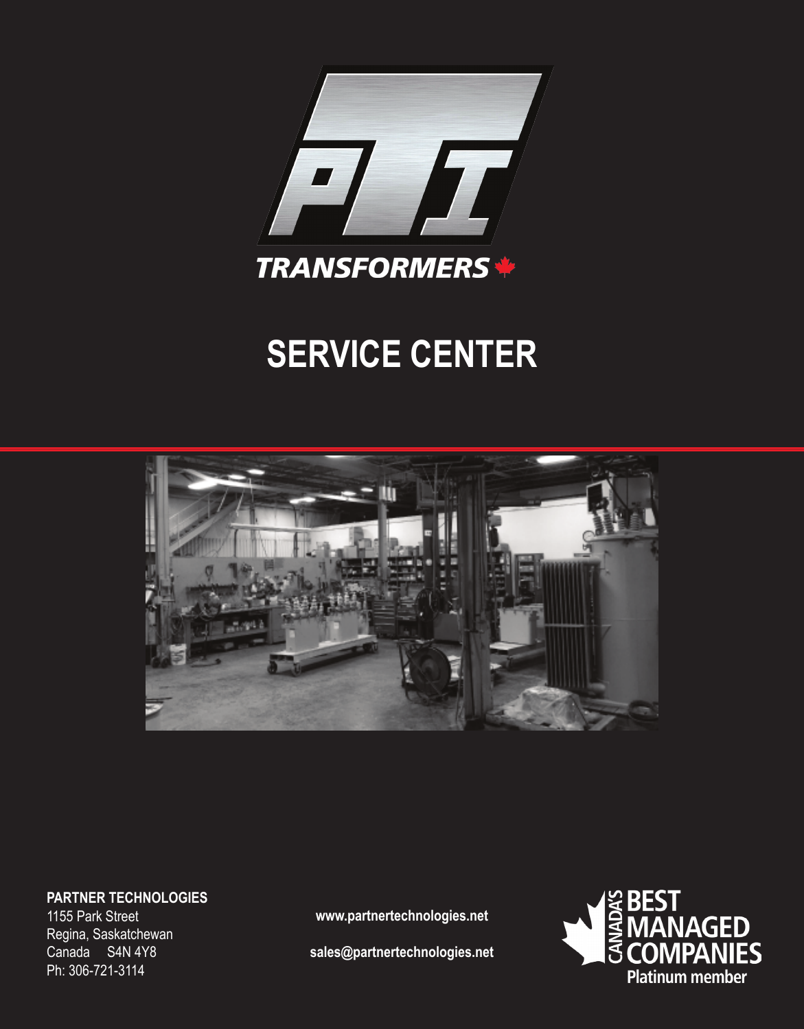PTI

TRANSFORMERS

# SERVICE CENTER

**PARTNER TECHNOLOGIES**
1155 Park Street
Regina, Saskatchewan
Canada S4N 4Y8
Ph: 306-721-3114

**www.partnertechnologies.net**

**sales@partnertechnologies.net**

CANADA'S BEST MANAGED COMPANIES
Platinum member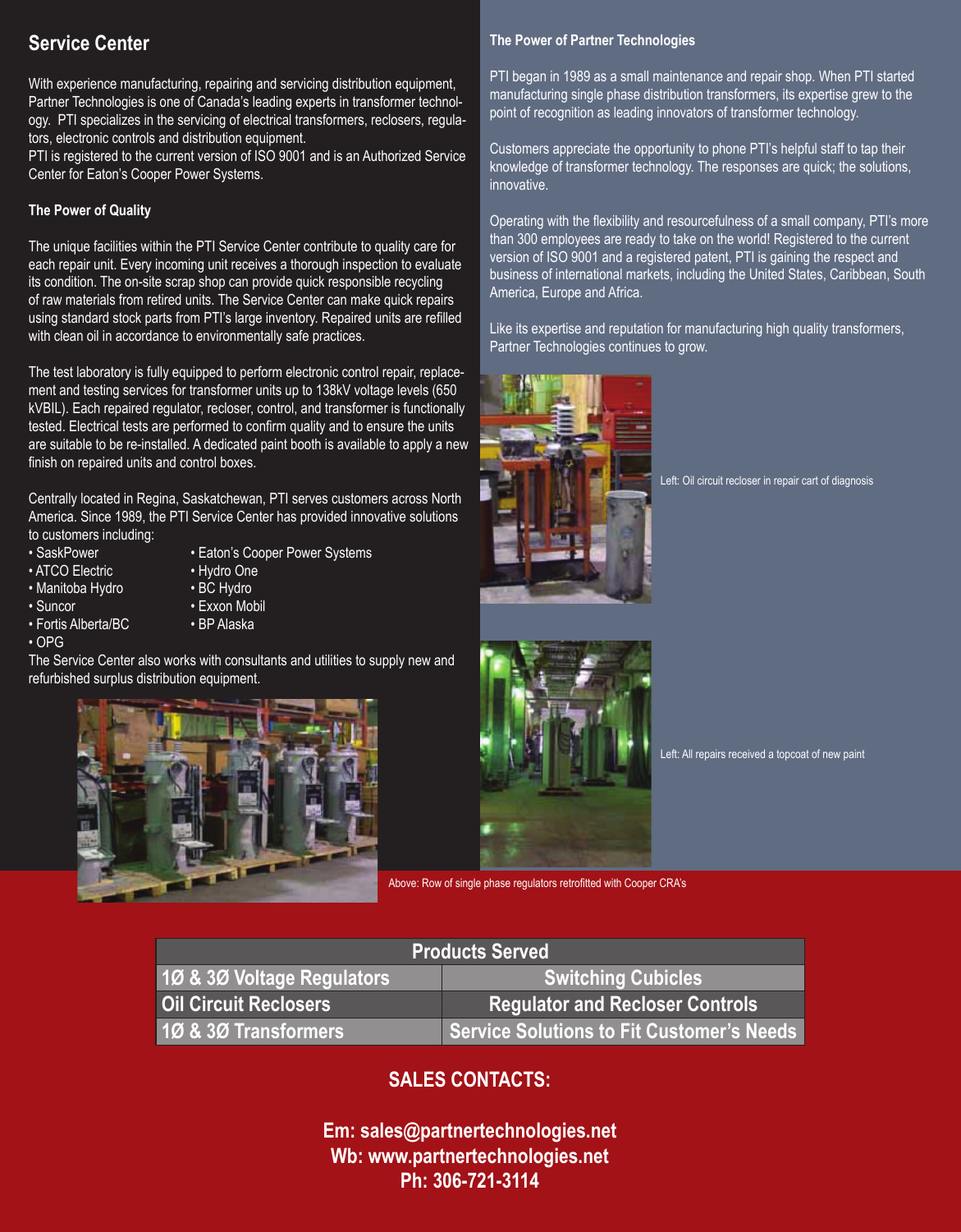## Service Center

With experience manufacturing, repairing and servicing distribution equipment, Partner Technologies is one of Canada's leading experts in transformer technology. PTI specializes in the servicing of electrical transformers, reclosers, regulators, electronic controls and distribution equipment.
PTI is registered to the current version of ISO 9001 and is an Authorized Service Center for Eaton's Cooper Power Systems.

### The Power of Quality

The unique facilities within the PTI Service Center contribute to quality care for each repair unit. Every incoming unit receives a thorough inspection to evaluate its condition. The on-site scrap shop can provide quick responsible recycling of raw materials from retired units. The Service Center can make quick repairs using standard stock parts from PTI's large inventory. Repaired units are refilled with clean oil in accordance to environmentally safe practices.

The test laboratory is fully equipped to perform electronic control repair, replacement and testing services for transformer units up to 138kV voltage levels (650 kVBIL). Each repaired regulator, recloser, control, and transformer is functionally tested. Electrical tests are performed to confirm quality and to ensure the units are suitable to be re-installed. A dedicated paint booth is available to apply a new finish on repaired units and control boxes.

Centrally located in Regina, Saskatchewan, PTI serves customers across North America. Since 1989, the PTI Service Center has provided innovative solutions to customers including:

- SaskPower
- ATCO Electric
- Manitoba Hydro
- Suncor
- Fortis Alberta/BC
- OPG
- Eaton's Cooper Power Systems
- Hydro One
- BC Hydro
- Exxon Mobil
- BP Alaska

The Service Center also works with consultants and utilities to supply new and refurbished surplus distribution equipment.

Above: Row of single phase regulators retrofitted with Cooper CRA's

### The Power of Partner Technologies

PTI began in 1989 as a small maintenance and repair shop. When PTI started manufacturing single phase distribution transformers, its expertise grew to the point of recognition as leading innovators of transformer technology.

Customers appreciate the opportunity to phone PTI's helpful staff to tap their knowledge of transformer technology. The responses are quick; the solutions, innovative.

Operating with the flexibility and resourcefulness of a small company, PTI's more than 300 employees are ready to take on the world! Registered to the current version of ISO 9001 and a registered patent, PTI is gaining the respect and business of international markets, including the United States, Caribbean, South America, Europe and Africa.

Like its expertise and reputation for manufacturing high quality transformers, Partner Technologies continues to grow.

Left: Oil circuit recloser in repair cart of diagnosis

Left: All repairs received a topcoat of new paint

| Products Served | |
|---|---|
| 1Ø & 3Ø Voltage Regulators | Switching Cubicles |
| Oil Circuit Reclosers | Regulator and Recloser Controls |
| 1Ø & 3Ø Transformers | Service Solutions to Fit Customer's Needs |

## SALES CONTACTS:

**Em: sales@partnertechnologies.net**
**Wb: www.partnertechnologies.net**
**Ph: 306-721-3114**